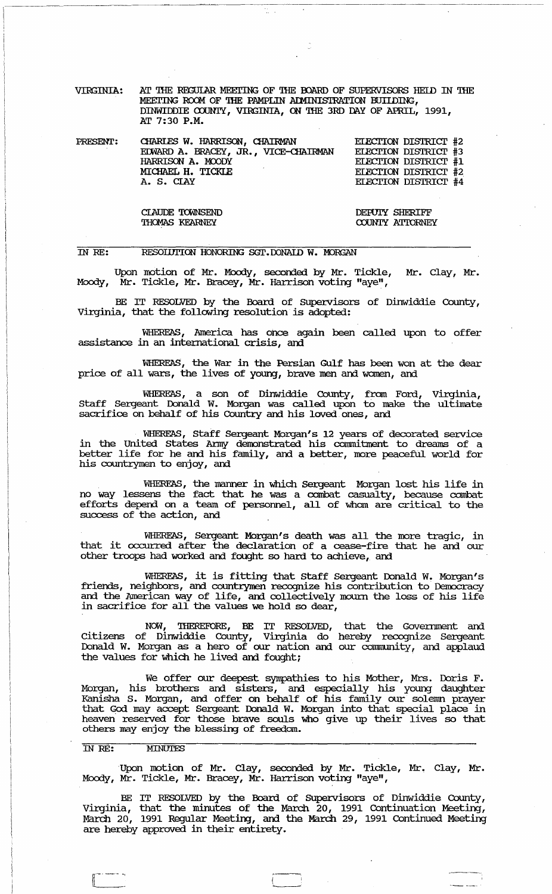VIRGINIA: AT THE REGULAR MEETING OF THE BOARD OF SUPERVISORS HELD IN THE MEETING ROOM OF THE PAMPLIN ADMINISTRATION BUILDING, DINWIDDIE COUNTY, VIRGINIA, ON THE 3RD DAY OF APRIL, 1991, AT 7:30 P.M.

| PRESENT: | | |
|---|---|---|
| | CHARLES W. HARRISON, CHAIRMAN | ELECTION DISTRICT #2 |
| | EDWARD A. BRACEY, JR., VICE-CHAIRMAN | ELECTION DISTRICT #3 |
| | HARRISON A. MOODY | ELECTION DISTRICT #1 |
| | MICHAEL H. TICKLE | ELECTION DISTRICT #2 |
| | A. S. CLAY | ELECTION DISTRICT #4 |
| | | |
| | CLAUDE TOWNSEND | DEPUTY SHERIFF |
| | THOMAS KEARNEY | COUNTY ATTORNEY |

IN RE: RESOLUTION HONORING SGT. DONALD W. MORGAN

Upon motion of Mr. Moody, seconded by Mr. Tickle, Mr. Clay, Mr. Moody, Mr. Tickle, Mr. Bracey, Mr. Harrison voting "aye",

BE IT RESOLVED by the Board of Supervisors of Dinwiddie County, Virginia, that the following resolution is adopted:

WHEREAS, America has once again been called upon to offer assistance in an international crisis, and

WHEREAS, the War in the Persian Gulf has been won at the dear price of all wars, the lives of young, brave men and women, and

WHEREAS, a son of Dinwiddie County, from Ford, Virginia, Staff Sergeant Donald W. Morgan was called upon to make the ultimate sacrifice on behalf of his Country and his loved ones, and

WHEREAS, Staff Sergeant Morgan's 12 years of decorated service in the United States Army demonstrated his commitment to dreams of a better life for he and his family, and a better, more peaceful world for his countrymen to enjoy, and

WHEREAS, the manner in which Sergeant Morgan lost his life in no way lessens the fact that he was a combat casualty, because combat efforts depend on a team of personnel, all of whom are critical to the success of the action, and

WHEREAS, Sergeant Morgan's death was all the more tragic, in that it occurred after the declaration of a cease-fire that he and our other troops had worked and fought so hard to achieve, and

WHEREAS, it is fitting that Staff Sergeant Donald W. Morgan's friends, neighbors, and countrymen recognize his contribution to Democracy and the American way of life, and collectively mourn the loss of his life in sacrifice for all the values we hold so dear,

NOW, THEREFORE, BE IT RESOLVED, that the Government and Citizens of Dinwiddie County, Virginia do hereby recognize Sergeant Donald W. Morgan as a hero of our nation and our community, and applaud the values for which he lived and fought;

We offer our deepest sympathies to his Mother, Mrs. Doris F. Morgan, his brothers and sisters, and especially his young daughter Kanisha S. Morgan, and offer on behalf of his family our solemn prayer that God may accept Sergeant Donald W. Morgan into that special place in heaven reserved for those brave souls who give up their lives so that others may enjoy the blessing of freedom.

IN RE: MINUTES

Upon motion of Mr. Clay, seconded by Mr. Tickle, Mr. Clay, Mr. Moody, Mr. Tickle, Mr. Bracey, Mr. Harrison voting "aye",

BE IT RESOLVED by the Board of Supervisors of Dinwiddie County, Virginia, that the minutes of the March 20, 1991 Continuation Meeting, March 20, 1991 Regular Meeting, and the March 29, 1991 Continued Meeting are hereby approved in their entirety.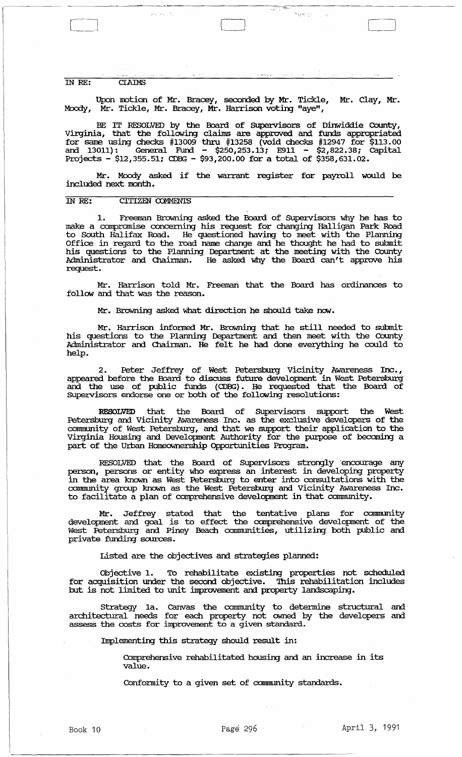IN RE: CLAIMS

Upon motion of Mr. Bracey, seconded by Mr. Tickle, Mr. Clay, Mr. Moody, Mr. Tickle, Mr. Bracey, Mr. Harrison voting "aye",

BE IT RESOLVED by the Board of Supervisors of Dinwiddie County, Virginia, that the following claims are approved and funds appropriated for same using checks #13009 thru #13258 (void checks #12947 for $113.00 and 13011): General Fund - $250,253.13; E911 - $2,822.38; Capital Projects - $12,355.51; CDBG - $93,200.00 for a total of $358,631.02.

Mr. Moody asked if the warrant register for payroll would be included next month.

IN RE: CITIZEN COMMENTS

1. Freeman Browning asked the Board of Supervisors why he has to make a compromise concerning his request for changing Halligan Park Road to South Halifax Road. He questioned having to meet with the Planning Office in regard to the road name change and he thought he had to submit his questions to the Planning Department at the meeting with the County Administrator and Chairman. He asked why the Board can't approve his request.

Mr. Harrison told Mr. Freeman that the Board has ordinances to follow and that was the reason.

Mr. Browning asked what direction he should take now.

Mr. Harrison informed Mr. Browning that he still needed to submit his questions to the Planning Department and then meet with the County Administrator and Chairman. He felt he had done everything he could to help.

2. Peter Jeffrey of West Petersburg Vicinity Awareness Inc., appeared before the Board to discuss future development in West Petersburg and the use of public funds (CDBG). He requested that the Board of Supervisors endorse one or both of the following resolutions:

**RESOLVED** that the Board of Supervisors support the West Petersburg and Vicinity Awareness Inc. as the exclusive developers of the community of West Petersburg, and that we support their application to the Virginia Housing and Development Authority for the purpose of becoming a part of the Urban Homeownership Opportunities Program.

RESOLVED that the Board of Supervisors strongly encourage any person, persons or entity who express an interest in developing property in the area known as West Petersburg to enter into consultations with the community group known as the West Petersburg and Vicinity Awareness Inc. to facilitate a plan of comprehensive development in that community.

Mr. Jeffrey stated that the tentative plans for community development and goal is to effect the comprehensive development of the West Petersburg and Piney Beach communities, utilizing both public and private funding sources.

Listed are the objectives and strategies planned:

Objective 1. To rehabilitate existing properties not scheduled for acquisition under the second objective. This rehabilitation includes but is not limited to unit improvement and property landscaping.

Strategy 1a. Canvas the community to determine structural and architectural needs for each property not owned by the developers and assess the costs for improvement to a given standard.

Implementing this strategy should result in:

Comprehensive rehabilitated housing and an increase in its value.

Conformity to a given set of community standards.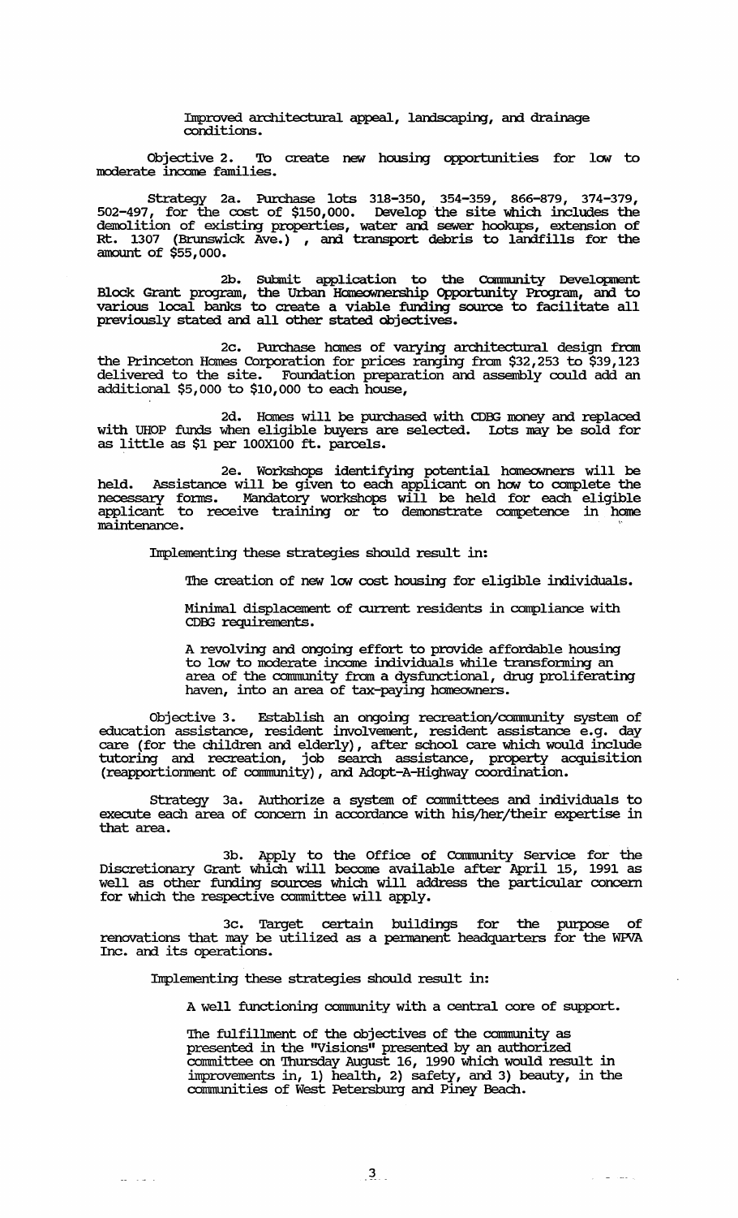Improved architectural appeal, landscaping, and drainage conditions.

Objective 2. To create new housing opportunities for low to moderate income families.

Strategy 2a. Purchase lots 318-350, 354-359, 866-879, 374-379, 502-497, for the cost of $150,000. Develop the site which includes the demolition of existing properties, water and sewer hookups, extension of Rt. 1307 (Brunswick Ave.) , and transport debris to landfills for the amount of $55,000.

2b. Submit application to the Community Development Block Grant program, the Urban Homeownership Opportunity Program, and to various local banks to create a viable funding source to facilitate all previously stated and all other stated objectives.

2c. Purchase homes of varying architectural design from the Princeton Homes Corporation for prices ranging from $32,253 to $39,123 delivered to the site. Foundation preparation and assembly could add an additional $5,000 to $10,000 to each house,

2d. Homes will be purchased with CDBG money and replaced with UHOP funds when eligible buyers are selected. Lots may be sold for as little as $1 per 100X100 ft. parcels.

2e. Workshops identifying potential homeowners will be held. Assistance will be given to each applicant on how to complete the necessary forms. Mandatory workshops will be held for each eligible applicant to receive training or to demonstrate competence in home maintenance.

Implementing these strategies should result in:

The creation of new low cost housing for eligible individuals.

Minimal displacement of current residents in compliance with CDBG requirements.

A revolving and ongoing effort to provide affordable housing to low to moderate income individuals while transforming an area of the community from a dysfunctional, drug proliferating haven, into an area of tax-paying homeowners.

Objective 3. Establish an ongoing recreation/community system of education assistance, resident involvement, resident assistance e.g. day care (for the children and elderly), after school care which would include tutoring and recreation, job search assistance, property acquisition (reapportionment of community), and Adopt-A-Highway coordination.

Strategy 3a. Authorize a system of committees and individuals to execute each area of concern in accordance with his/her/their expertise in that area.

3b. Apply to the Office of Community Service for the Discretionary Grant which will become available after April 15, 1991 as well as other funding sources which will address the particular concern for which the respective committee will apply.

3c. Target certain buildings for the purpose of renovations that may be utilized as a permanent headquarters for the WPVA Inc. and its operations.

Implementing these strategies should result in:

A well functioning community with a central core of support.

The fulfillment of the objectives of the community as presented in the "Visions" presented by an authorized committee on Thursday August 16, 1990 which would result in improvements in, 1) health, 2) safety, and 3) beauty, in the communities of West Petersburg and Piney Beach.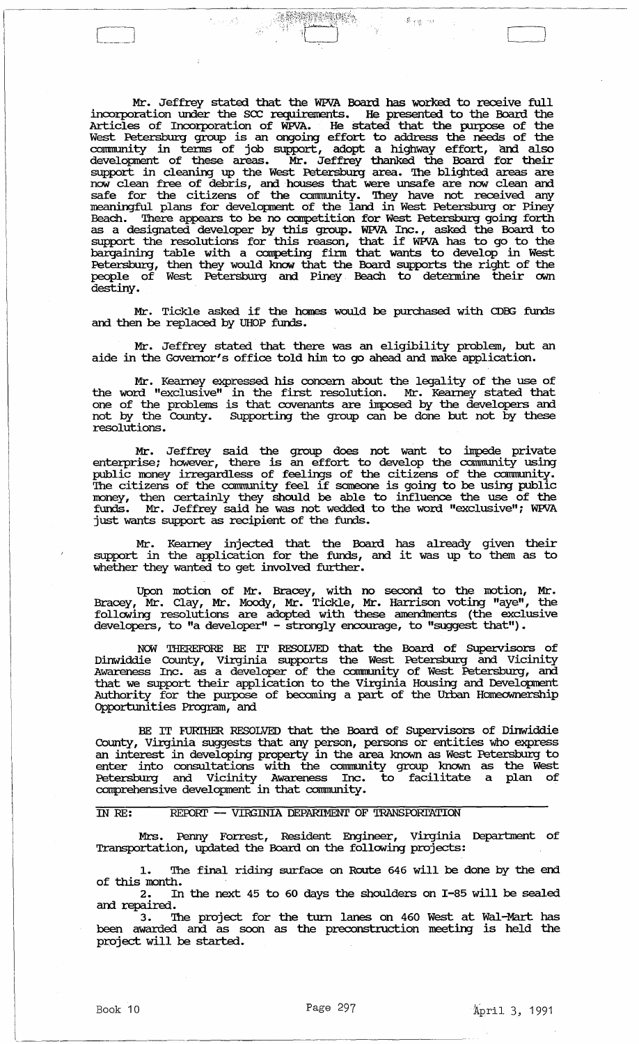Mr. Jeffrey stated that the WPVA Board has worked to receive full incorporation under the SCC requirements. He presented to the Board the Articles of Incorporation of WPVA. He stated that the purpose of the West Petersburg group is an ongoing effort to address the needs of the community in terms of job support, adopt a highway effort, and also development of these areas. Mr. Jeffrey thanked the Board for their support in cleaning up the West Petersburg area. The blighted areas are now clean free of debris, and houses that were unsafe are now clean and safe for the citizens of the community. They have not received any meaningful plans for development of the land in West Petersburg or Piney Beach. There appears to be no competition for West Petersburg going forth as a designated developer by this group. WPVA Inc., asked the Board to support the resolutions for this reason, that if WPVA has to go to the bargaining table with a competing firm that wants to develop in West Petersburg, then they would know that the Board supports the right of the people of West Petersburg and Piney Beach to determine their own destiny.

Mr. Tickle asked if the homes would be purchased with CDBG funds and then be replaced by UHOP funds.

Mr. Jeffrey stated that there was an eligibility problem, but an aide in the Governor's office told him to go ahead and make application.

Mr. Kearney expressed his concern about the legality of the use of the word "exclusive" in the first resolution. Mr. Kearney stated that one of the problems is that covenants are imposed by the developers and not by the County. Supporting the group can be done but not by these resolutions.

Mr. Jeffrey said the group does not want to impede private enterprise; however, there is an effort to develop the community using public money irregardless of feelings of the citizens of the community. The citizens of the community feel if someone is going to be using public money, then certainly they should be able to influence the use of the funds. Mr. Jeffrey said he was not wedded to the word "exclusive"; WPVA just wants support as recipient of the funds.

Mr. Kearney injected that the Board has already given their support in the application for the funds, and it was up to them as to whether they wanted to get involved further.

Upon motion of Mr. Bracey, with no second to the motion, Mr. Bracey, Mr. Clay, Mr. Moody, Mr. Tickle, Mr. Harrison voting "aye", the following resolutions are adopted with these amendments (the exclusive developers, to "a developer" - strongly encourage, to "suggest that").

NOW THEREFORE BE IT RESOLVED that the Board of Supervisors of Dinwiddie County, Virginia supports the West Petersburg and Vicinity Awareness Inc. as a developer of the community of West Petersburg, and that we support their application to the Virginia Housing and Development Authority for the purpose of becoming a part of the Urban Homeownership Opportunities Program, and

BE IT FURTHER RESOLVED that the Board of Supervisors of Dinwiddie County, Virginia suggests that any person, persons or entities who express an interest in developing property in the area known as West Petersburg to enter into consultations with the community group known as the West Petersburg and Vicinity Awareness Inc. to facilitate a plan of comprehensive development in that community.

IN RE: REPORT -- VIRGINIA DEPARTMENT OF TRANSPORTATION

Mrs. Penny Forrest, Resident Engineer, Virginia Department of Transportation, updated the Board on the following projects:

1. The final riding surface on Route 646 will be done by the end of this month.
2. In the next 45 to 60 days the shoulders on I-85 will be sealed and repaired.
3. The project for the turn lanes on 460 West at Wal-Mart has been awarded and as soon as the preconstruction meeting is held the project will be started.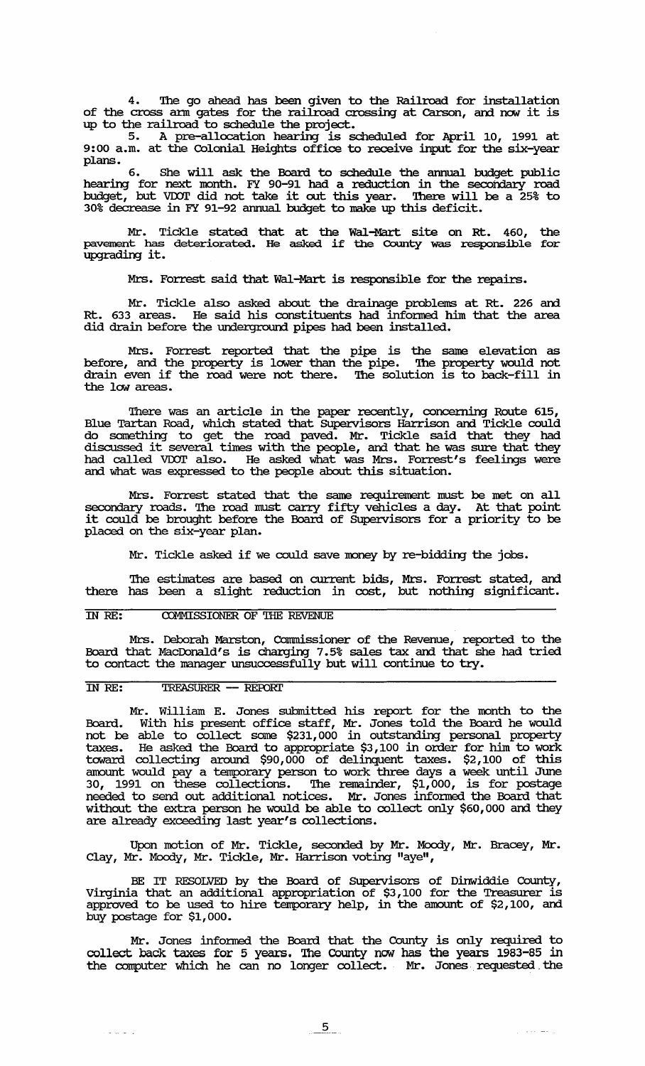4. The go ahead has been given to the Railroad for installation of the cross arm gates for the railroad crossing at Carson, and now it is up to the railroad to schedule the project.

5. A pre-allocation hearing is scheduled for April 10, 1991 at 9:00 a.m. at the Colonial Heights office to receive input for the six-year plans.

6. She will ask the Board to schedule the annual budget public hearing for next month. FY 90-91 had a reduction in the secondary road budget, but VDOT did not take it out this year. There will be a 25% to 30% decrease in FY 91-92 annual budget to make up this deficit.

Mr. Tickle stated that at the Wal-Mart site on Rt. 460, the pavement has deteriorated. He asked if the County was responsible for upgrading it.

Mrs. Forrest said that Wal-Mart is responsible for the repairs.

Mr. Tickle also asked about the drainage problems at Rt. 226 and Rt. 633 areas. He said his constituents had informed him that the area did drain before the underground pipes had been installed.

Mrs. Forrest reported that the pipe is the same elevation as before, and the property is lower than the pipe. The property would not drain even if the road were not there. The solution is to back-fill in the low areas.

There was an article in the paper recently, concerning Route 615, Blue Tartan Road, which stated that Supervisors Harrison and Tickle could do something to get the road paved. Mr. Tickle said that they had discussed it several times with the people, and that he was sure that they had called VDOT also. He asked what was Mrs. Forrest's feelings were and what was expressed to the people about this situation.

Mrs. Forrest stated that the same requirement must be met on all secondary roads. The road must carry fifty vehicles a day. At that point it could be brought before the Board of Supervisors for a priority to be placed on the six-year plan.

Mr. Tickle asked if we could save money by re-bidding the jobs.

The estimates are based on current bids, Mrs. Forrest stated, and there has been a slight reduction in cost, but nothing significant.

IN RE: COMMISSIONER OF THE REVENUE

Mrs. Deborah Marston, Commissioner of the Revenue, reported to the Board that MacDonald's is charging 7.5% sales tax and that she had tried to contact the manager unsuccessfully but will continue to try.

IN RE: TREASURER -- REPORT

Mr. William E. Jones submitted his report for the month to the Board. With his present office staff, Mr. Jones told the Board he would not be able to collect some $231,000 in outstanding personal property taxes. He asked the Board to appropriate $3,100 in order for him to work toward collecting around $90,000 of delinquent taxes. $2,100 of this amount would pay a temporary person to work three days a week until June 30, 1991 on these collections. The remainder, $1,000, is for postage needed to send out additional notices. Mr. Jones informed the Board that without the extra person he would be able to collect only $60,000 and they are already exceeding last year's collections.

Upon motion of Mr. Tickle, seconded by Mr. Moody, Mr. Bracey, Mr. Clay, Mr. Moody, Mr. Tickle, Mr. Harrison voting "aye",

BE IT RESOLVED by the Board of Supervisors of Dinwiddie County, Virginia that an additional appropriation of $3,100 for the Treasurer is approved to be used to hire temporary help, in the amount of $2,100, and buy postage for $1,000.

Mr. Jones informed the Board that the County is only required to collect back taxes for 5 years. The County now has the years 1983-85 in the computer which he can no longer collect. Mr. Jones requested the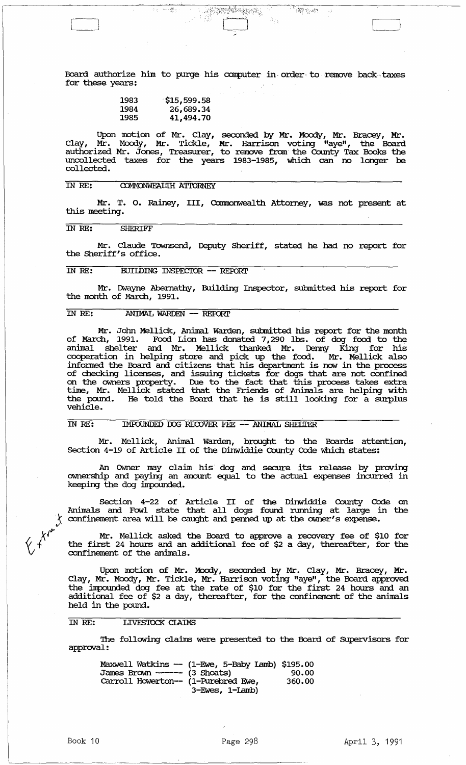Board authorize him to purge his computer in order to remove back taxes for these years:

| | |
|---|---|
| 1983 | $15,599.58 |
| 1984 | 26,689.34 |
| 1985 | 41,494.70 |

Upon motion of Mr. Clay, seconded by Mr. Moody, Mr. Bracey, Mr. Clay, Mr. Moody, Mr. Tickle, Mr. Harrison voting "aye", the Board authorized Mr. Jones, Treasurer, to remove from the County Tax Books the uncollected taxes for the years 1983-1985, which can no longer be collected.

## IN RE: COMMONWEALTH ATTORNEY

Mr. T. O. Rainey, III, Commonwealth Attorney, was not present at this meeting.

## IN RE: SHERIFF

Mr. Claude Townsend, Deputy Sheriff, stated he had no report for the Sheriff's office.

## IN RE: BUILDING INSPECTOR -- REPORT

Mr. Dwayne Abernathy, Building Inspector, submitted his report for the month of March, 1991.

## IN RE: ANIMAL WARDEN -- REPORT

Mr. John Mellick, Animal Warden, submitted his report for the month of March, 1991. Food Lion has donated 7,290 lbs. of dog food to the animal shelter and Mr. Mellick thanked Mr. Denny King for his cooperation in helping store and pick up the food. Mr. Mellick also informed the Board and citizens that his department is now in the process of checking licenses, and issuing tickets for dogs that are not confined on the owners property. Due to the fact that this process takes extra time, Mr. Mellick stated that the Friends of Animals are helping with the pound. He told the Board that he is still looking for a surplus vehicle.

## IN RE: IMPOUNDED DOG RECOVER FEE -- ANIMAL SHELTER

Mr. Mellick, Animal Warden, brought to the Boards attention, Section 4-19 of Article II of the Dinwiddie County Code which states:

An Owner may claim his dog and secure its release by proving ownership and paying an amount equal to the actual expenses incurred in keeping the dog impounded.

Section 4-22 of Article II of the Dinwiddie County Code on Animals and Fowl state that all dogs found running at large in the confinement area will be caught and penned up at the owner's expense.

Mr. Mellick asked the Board to approve a recovery fee of $10 for the first 24 hours and an additional fee of $2 a day, thereafter, for the confinement of the animals.

Upon motion of Mr. Moody, seconded by Mr. Clay, Mr. Bracey, Mr. Clay, Mr. Moody, Mr. Tickle, Mr. Harrison voting "aye", the Board approved the impounded dog fee at the rate of $10 for the first 24 hours and an additional fee of $2 a day, thereafter, for the confinement of the animals held in the pound.

## IN RE: LIVESTOCK CLAIMS

The following claims were presented to the Board of Supervisors for approval:

| | | |
|---|---|---|
| Maxwell Watkins -- | (1-Ewe, 5-Baby Lamb) | $195.00 |
| James Brown ------ | (3 Shoats) | 90.00 |
| Carroll Howerton-- | (1-Purebred Ewe, 3-Ewes, 1-Lamb) | 360.00 |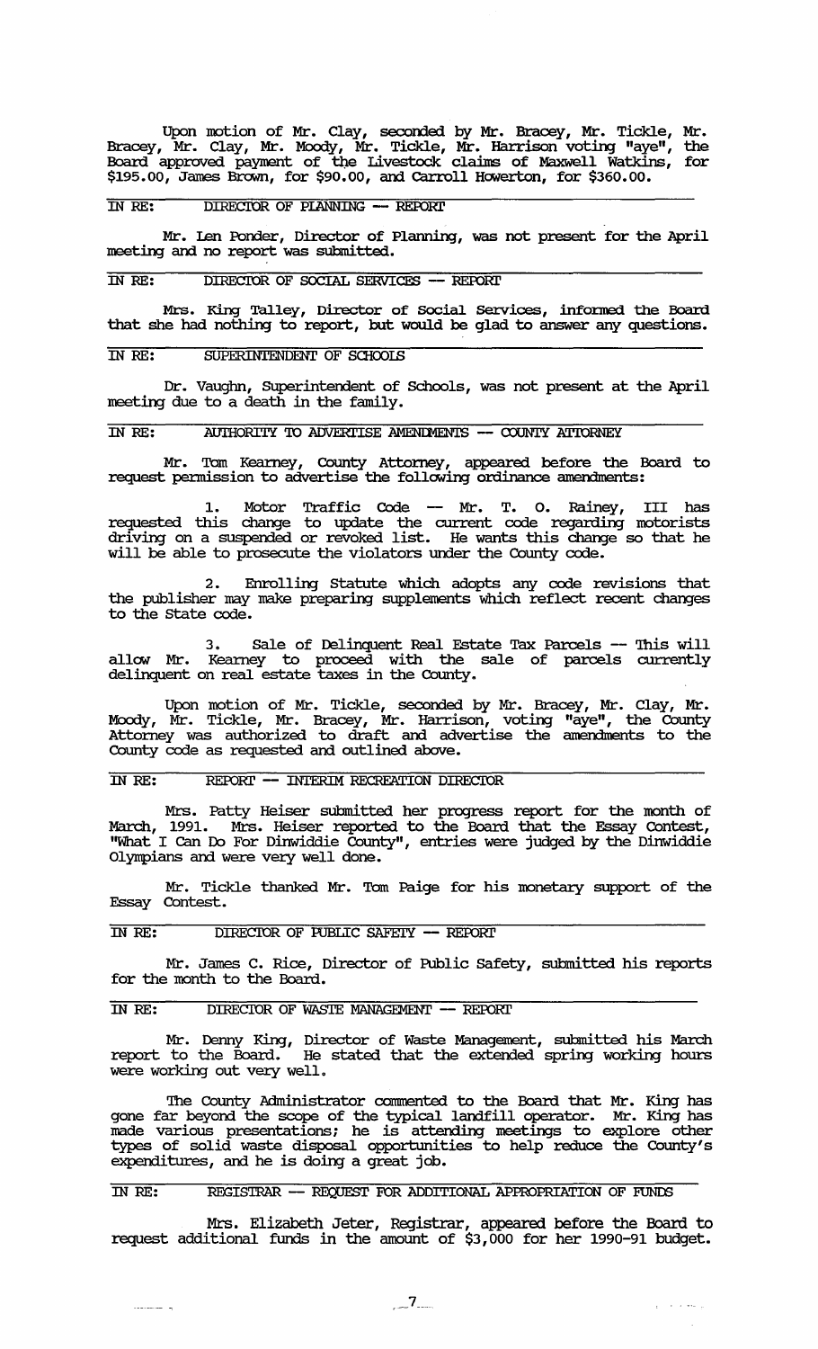Upon motion of Mr. Clay, seconded by Mr. Bracey, Mr. Tickle, Mr. Bracey, Mr. Clay, Mr. Moody, Mr. Tickle, Mr. Harrison voting "aye", the Board approved payment of the Livestock claims of Maxwell Watkins, for $195.00, James Brown, for $90.00, and Carroll Howerton, for $360.00.

IN RE: DIRECTOR OF PLANNING -- REPORT

Mr. Len Ponder, Director of Planning, was not present for the April meeting and no report was submitted.

IN RE: DIRECTOR OF SOCIAL SERVICES -- REPORT

Mrs. King Talley, Director of Social Services, informed the Board that she had nothing to report, but would be glad to answer any questions.

IN RE: SUPERINTENDENT OF SCHOOLS

Dr. Vaughn, Superintendent of Schools, was not present at the April meeting due to a death in the family.

IN RE: AUTHORITY TO ADVERTISE AMENDMENTS -- COUNTY ATTORNEY

Mr. Tom Kearney, County Attorney, appeared before the Board to request permission to advertise the following ordinance amendments:

1. Motor Traffic Code -- Mr. T. O. Rainey, III has requested this change to update the current code regarding motorists driving on a suspended or revoked list. He wants this change so that he will be able to prosecute the violators under the County code.

2. Enrolling Statute which adopts any code revisions that the publisher may make preparing supplements which reflect recent changes to the State code.

3. Sale of Delinquent Real Estate Tax Parcels -- This will allow Mr. Kearney to proceed with the sale of parcels currently delinquent on real estate taxes in the County.

Upon motion of Mr. Tickle, seconded by Mr. Bracey, Mr. Clay, Mr. Moody, Mr. Tickle, Mr. Bracey, Mr. Harrison, voting "aye", the County Attorney was authorized to draft and advertise the amendments to the County code as requested and outlined above.

IN RE: REPORT -- INTERIM RECREATION DIRECTOR

Mrs. Patty Heiser submitted her progress report for the month of March, 1991. Mrs. Heiser reported to the Board that the Essay Contest, "What I Can Do For Dinwiddie County", entries were judged by the Dinwiddie Olympians and were very well done.

Mr. Tickle thanked Mr. Tom Paige for his monetary support of the Essay Contest.

IN RE: DIRECTOR OF PUBLIC SAFETY -- REPORT

Mr. James C. Rice, Director of Public Safety, submitted his reports for the month to the Board.

IN RE: DIRECTOR OF WASTE MANAGEMENT -- REPORT

Mr. Denny King, Director of Waste Management, submitted his March report to the Board. He stated that the extended spring working hours were working out very well.

The County Administrator commented to the Board that Mr. King has gone far beyond the scope of the typical landfill operator. Mr. King has made various presentations; he is attending meetings to explore other types of solid waste disposal opportunities to help reduce the County's expenditures, and he is doing a great job.

IN RE: REGISTRAR -- REQUEST FOR ADDITIONAL APPROPRIATION OF FUNDS

Mrs. Elizabeth Jeter, Registrar, appeared before the Board to request additional funds in the amount of $3,000 for her 1990-91 budget.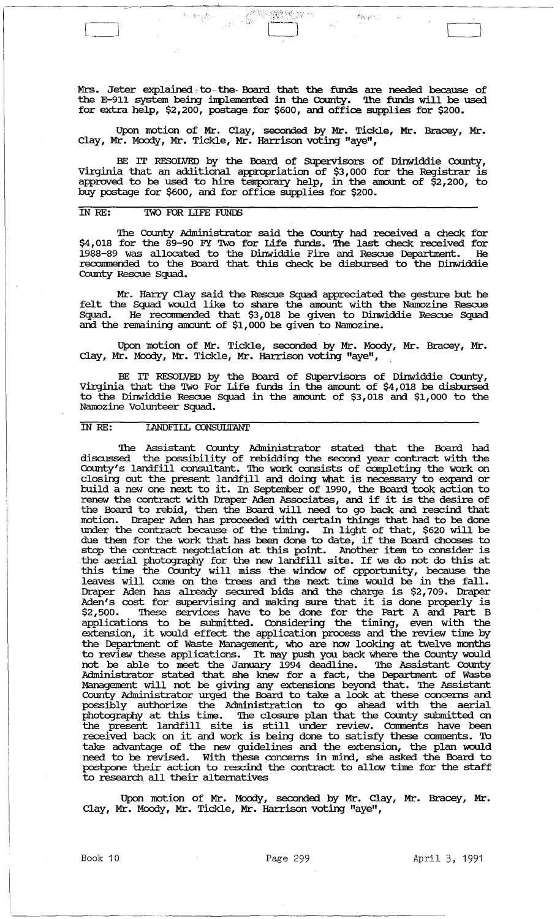Mrs. Jeter explained to the Board that the funds are needed because of the E-911 system being implemented in the County. The funds will be used for extra help, $2,200, postage for $600, and office supplies for $200.

Upon motion of Mr. Clay, seconded by Mr. Tickle, Mr. Bracey, Mr. Clay, Mr. Moody, Mr. Tickle, Mr. Harrison voting "aye",

BE IT RESOLVED by the Board of Supervisors of Dinwiddie County, Virginia that an additional appropriation of $3,000 for the Registrar is approved to be used to hire temporary help, in the amount of $2,200, to buy postage for $600, and for office supplies for $200.

## IN RE: TWO FOR LIFE FUNDS

The County Administrator said the County had received a check for $4,018 for the 89-90 FY Two for Life funds. The last check received for 1988-89 was allocated to the Dinwiddie Fire and Rescue Department. He recommended to the Board that this check be disbursed to the Dinwiddie County Rescue Squad.

Mr. Harry Clay said the Rescue Squad appreciated the gesture but he felt the Squad would like to share the amount with the Namozine Rescue Squad. He recommended that $3,018 be given to Dinwiddie Rescue Squad and the remaining amount of $1,000 be given to Namozine.

Upon motion of Mr. Tickle, seconded by Mr. Moody, Mr. Bracey, Mr. Clay, Mr. Moody, Mr. Tickle, Mr. Harrison voting "aye",

BE IT RESOLVED by the Board of Supervisors of Dinwiddie County, Virginia that the Two For Life funds in the amount of $4,018 be disbursed to the Dinwiddie Rescue Squad in the amount of $3,018 and $1,000 to the Namozine Volunteer Squad.

## IN RE: LANDFILL CONSULTANT

The Assistant County Administrator stated that the Board had discussed the possibility of rebidding the second year contract with the County's landfill consultant. The work consists of completing the work on closing out the present landfill and doing what is necessary to expand or build a new one next to it. In September of 1990, the Board took action to renew the contract with Draper Aden Associates, and if it is the desire of the Board to rebid, then the Board will need to go back and rescind that motion. Draper Aden has proceeded with certain things that had to be done under the contract because of the timing. In light of that, $620 will be due them for the work that has been done to date, if the Board chooses to stop the contract negotiation at this point. Another item to consider is the aerial photography for the new landfill site. If we do not do this at this time the County will miss the window of opportunity, because the leaves will come on the trees and the next time would be in the fall. Draper Aden has already secured bids and the charge is $2,709. Draper Aden's cost for supervising and making sure that it is done properly is $2,500. These services have to be done for the Part A and Part B applications to be submitted. Considering the timing, even with the extension, it would effect the application process and the review time by the Department of Waste Management, who are now looking at twelve months to review these applications. It may push you back where the County would not be able to meet the January 1994 deadline. The Assistant County Administrator stated that she knew for a fact, the Department of Waste Management will not be giving any extensions beyond that. The Assistant County Administrator urged the Board to take a look at these concerns and possibly authorize the Administration to go ahead with the aerial photography at this time. The closure plan that the County submitted on the present landfill site is still under review. Comments have been received back on it and work is being done to satisfy these comments. To take advantage of the new guidelines and the extension, the plan would need to be revised. With these concerns in mind, she asked the Board to postpone their action to rescind the contract to allow time for the staff to research all their alternatives

Upon motion of Mr. Moody, seconded by Mr. Clay, Mr. Bracey, Mr. Clay, Mr. Moody, Mr. Tickle, Mr. Harrison voting "aye",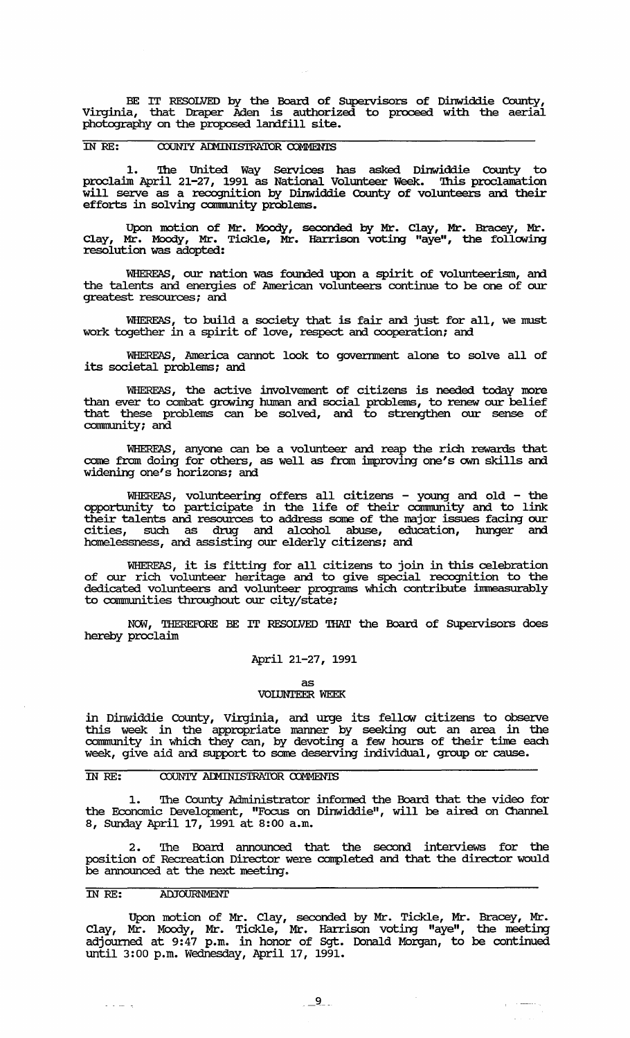BE IT RESOLVED by the Board of Supervisors of Dinwiddie County, Virginia, that Draper Aden is authorized to proceed with the aerial photography on the proposed landfill site.

**IN RE: COUNTY ADMINISTRATOR COMMENTS**

1. The United Way Services has asked Dinwiddie County to proclaim April 21-27, 1991 as National Volunteer Week. This proclamation will serve as a recognition by Dinwiddie County of volunteers and their efforts in solving community problems.

Upon motion of Mr. Moody, seconded by Mr. Clay, Mr. Bracey, Mr. Clay, Mr. Moody, Mr. Tickle, Mr. Harrison voting "aye", the following resolution was adopted:

WHEREAS, our nation was founded upon a spirit of volunteerism, and the talents and energies of American volunteers continue to be one of our greatest resources; and

WHEREAS, to build a society that is fair and just for all, we must work together in a spirit of love, respect and cooperation; and

WHEREAS, America cannot look to government alone to solve all of its societal problems; and

WHEREAS, the active involvement of citizens is needed today more than ever to combat growing human and social problems, to renew our belief that these problems can be solved, and to strengthen our sense of community; and

WHEREAS, anyone can be a volunteer and reap the rich rewards that come from doing for others, as well as from improving one's own skills and widening one's horizons; and

WHEREAS, volunteering offers all citizens - young and old - the opportunity to participate in the life of their community and to link their talents and resources to address some of the major issues facing our cities, such as drug and alcohol abuse, education, hunger and homelessness, and assisting our elderly citizens; and

WHEREAS, it is fitting for all citizens to join in this celebration of our rich volunteer heritage and to give special recognition to the dedicated volunteers and volunteer programs which contribute immeasurably to communities throughout our city/state;

NOW, THEREFORE BE IT RESOLVED THAT the Board of Supervisors does hereby proclaim

April 21-27, 1991

as

VOLUNTEER WEEK

in Dinwiddie County, Virginia, and urge its fellow citizens to observe this week in the appropriate manner by seeking out an area in the community in which they can, by devoting a few hours of their time each week, give aid and support to some deserving individual, group or cause.

**IN RE: COUNTY ADMINISTRATOR COMMENTS**

1. The County Administrator informed the Board that the video for the Economic Development, "Focus on Dinwiddie", will be aired on Channel 8, Sunday April 17, 1991 at 8:00 a.m.

2. The Board announced that the second interviews for the position of Recreation Director were completed and that the director would be announced at the next meeting.

**IN RE: ADJOURNMENT**

Upon motion of Mr. Clay, seconded by Mr. Tickle, Mr. Bracey, Mr. Clay, Mr. Moody, Mr. Tickle, Mr. Harrison voting "aye", the meeting adjourned at 9:47 p.m. in honor of Sgt. Donald Morgan, to be continued until 3:00 p.m. Wednesday, April 17, 1991.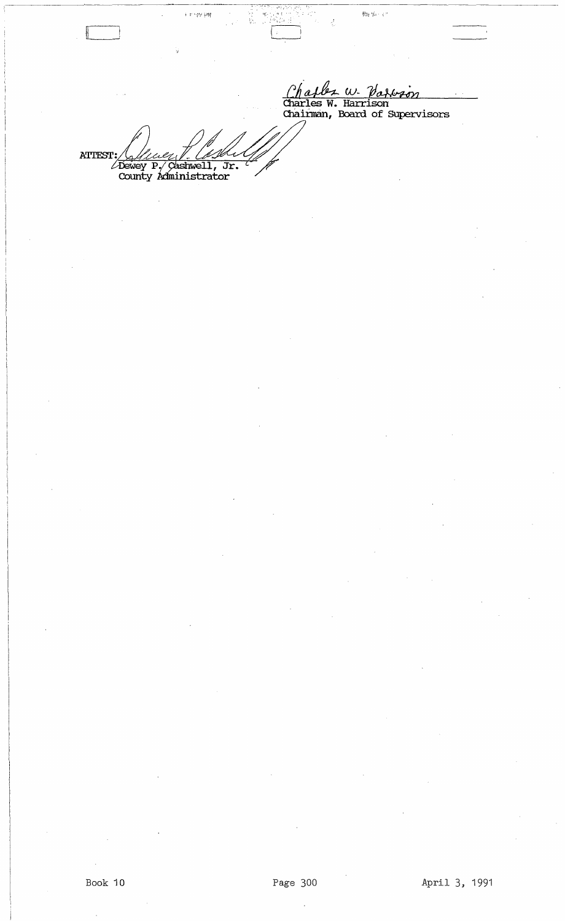Charles W. Harrison
Chairman, Board of Supervisors

ATTEST:

Dewey P. Cashwell, Jr.
County Administrator